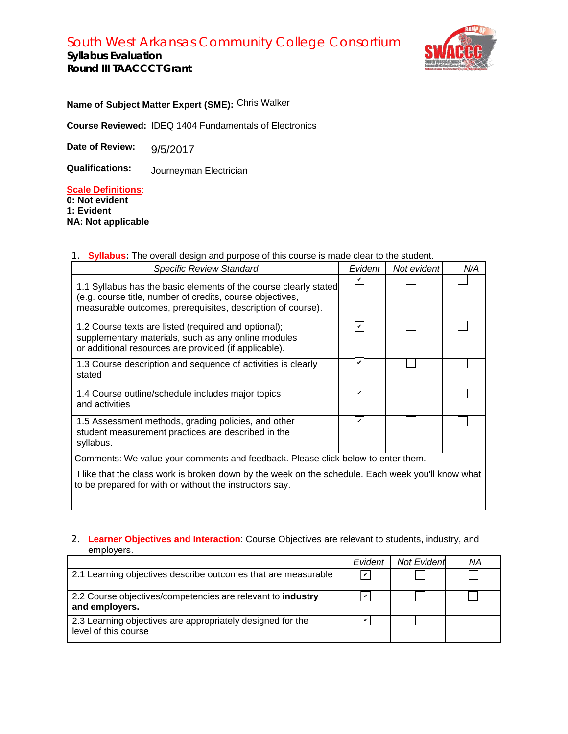# South West Arkansas Community College Consortium

**Syllabus Evaluation**
**Round III TAACCCT Grant**

**Name of Subject Matter Expert (SME):** Chris Walker

**Course Reviewed:** IDEQ 1404 Fundamentals of Electronics

**Date of Review:** 9/5/2017

**Qualifications:** Journeyman Electrician

**Scale Definitions**:
**0: Not evident**
**1: Evident**
**NA: Not applicable**

1. **Syllabus:** The overall design and purpose of this course is made clear to the student.

| *Specific Review Standard* | *Evident* | *Not evident* | *N/A* |
|---|---|---|---|
| 1.1 Syllabus has the basic elements of the course clearly stated (e.g. course title, number of credits, course objectives, measurable outcomes, prerequisites, description of course). | ☑ | ☐ | ☐ |
| 1.2 Course texts are listed (required and optional); supplementary materials, such as any online modules or additional resources are provided (if applicable). | ☑ | ☐ | ☐ |
| 1.3 Course description and sequence of activities is clearly stated | ☑ | ☐ | ☐ |
| 1.4 Course outline/schedule includes major topics and activities | ☑ | ☐ | ☐ |
| 1.5 Assessment methods, grading policies, and other student measurement practices are described in the syllabus. | ☑ | ☐ | ☐ |

Comments: We value your comments and feedback. Please click below to enter them.

I like that the class work is broken down by the week on the schedule. Each week you'll know what to be prepared for with or without the instructors say.

2. **Learner Objectives and Interaction**: Course Objectives are relevant to students, industry, and employers.

| | *Evident* | *Not Evident* | *NA* |
|---|---|---|---|
| 2.1 Learning objectives describe outcomes that are measurable | ☑ | ☐ | ☐ |
| 2.2 Course objectives/competencies are relevant to **industry and employers.** | ☑ | ☐ | ☐ |
| 2.3 Learning objectives are appropriately designed for the level of this course | ☑ | ☐ | ☐ |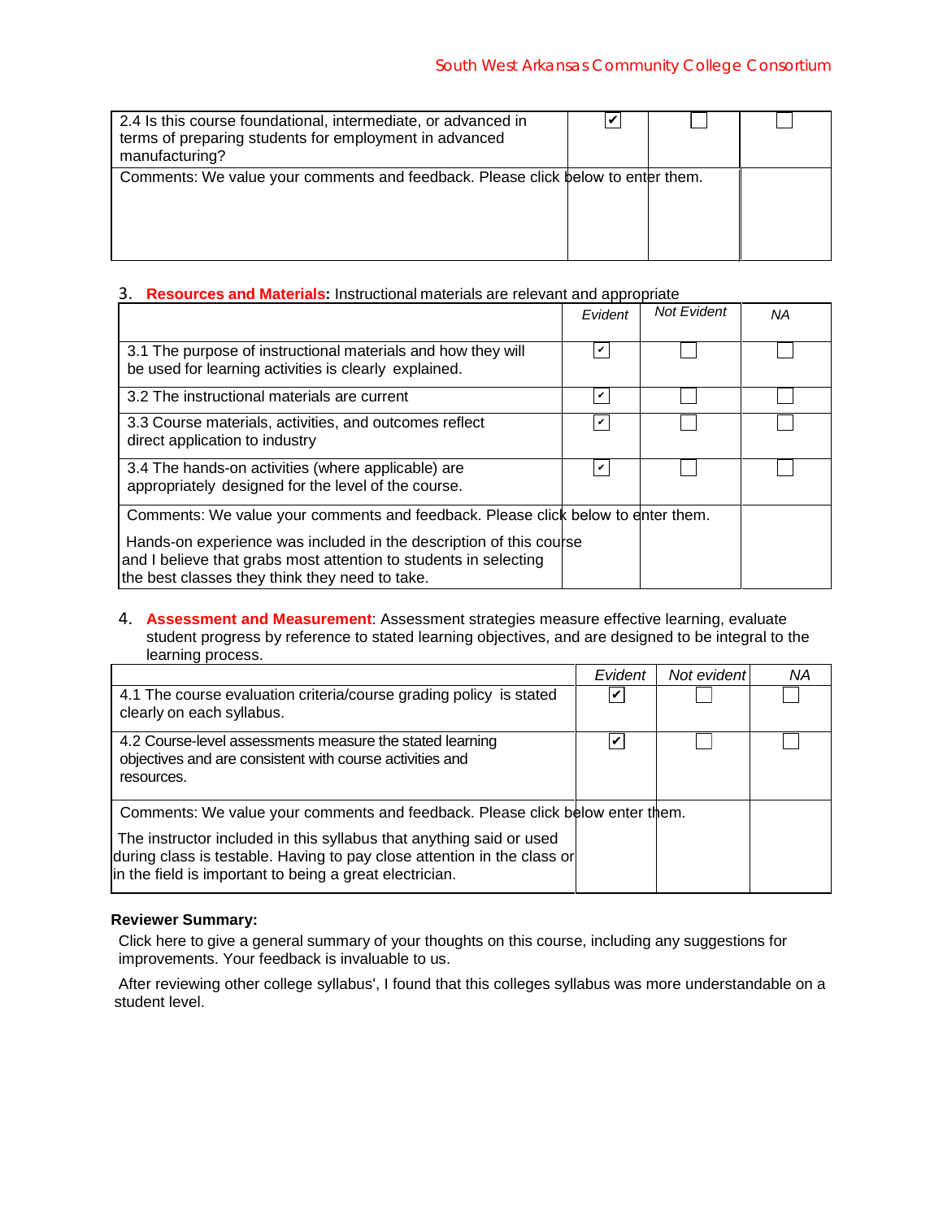| | | | |
|---|---|---|---|
| 2.4 Is this course foundational, intermediate, or advanced in terms of preparing students for employment in advanced manufacturing? | ☑ | ☐ | ☐ |
| Comments: We value your comments and feedback. Please click below to enter them. | | | |

3. **Resources and Materials:** Instructional materials are relevant and appropriate

| | *Evident* | *Not Evident* | *NA* |
|---|---|---|---|
| 3.1 The purpose of instructional materials and how they will be used for learning activities is clearly explained. | ☑ | ☐ | ☐ |
| 3.2 The instructional materials are current | ☑ | ☐ | ☐ |
| 3.3 Course materials, activities, and outcomes reflect direct application to industry | ☑ | ☐ | ☐ |
| 3.4 The hands-on activities (where applicable) are appropriately designed for the level of the course. | ☑ | ☐ | ☐ |
| Comments: We value your comments and feedback. Please click below to enter them.<br><br>Hands-on experience was included in the description of this course and I believe that grabs most attention to students in selecting the best classes they think they need to take. | | | |

4. **Assessment and Measurement**: Assessment strategies measure effective learning, evaluate student progress by reference to stated learning objectives, and are designed to be integral to the learning process.

| | *Evident* | *Not evident* | *NA* |
|---|---|---|---|
| 4.1 The course evaluation criteria/course grading policy is stated clearly on each syllabus. | ☑ | ☐ | ☐ |
| 4.2 Course-level assessments measure the stated learning objectives and are consistent with course activities and resources. | ☑ | ☐ | ☐ |
| Comments: We value your comments and feedback. Please click below enter them.<br><br>The instructor included in this syllabus that anything said or used during class is testable. Having to pay close attention in the class or in the field is important to being a great electrician. | | | |

**Reviewer Summary:**

Click here to give a general summary of your thoughts on this course, including any suggestions for improvements. Your feedback is invaluable to us.

After reviewing other college syllabus', I found that this colleges syllabus was more understandable on a student level.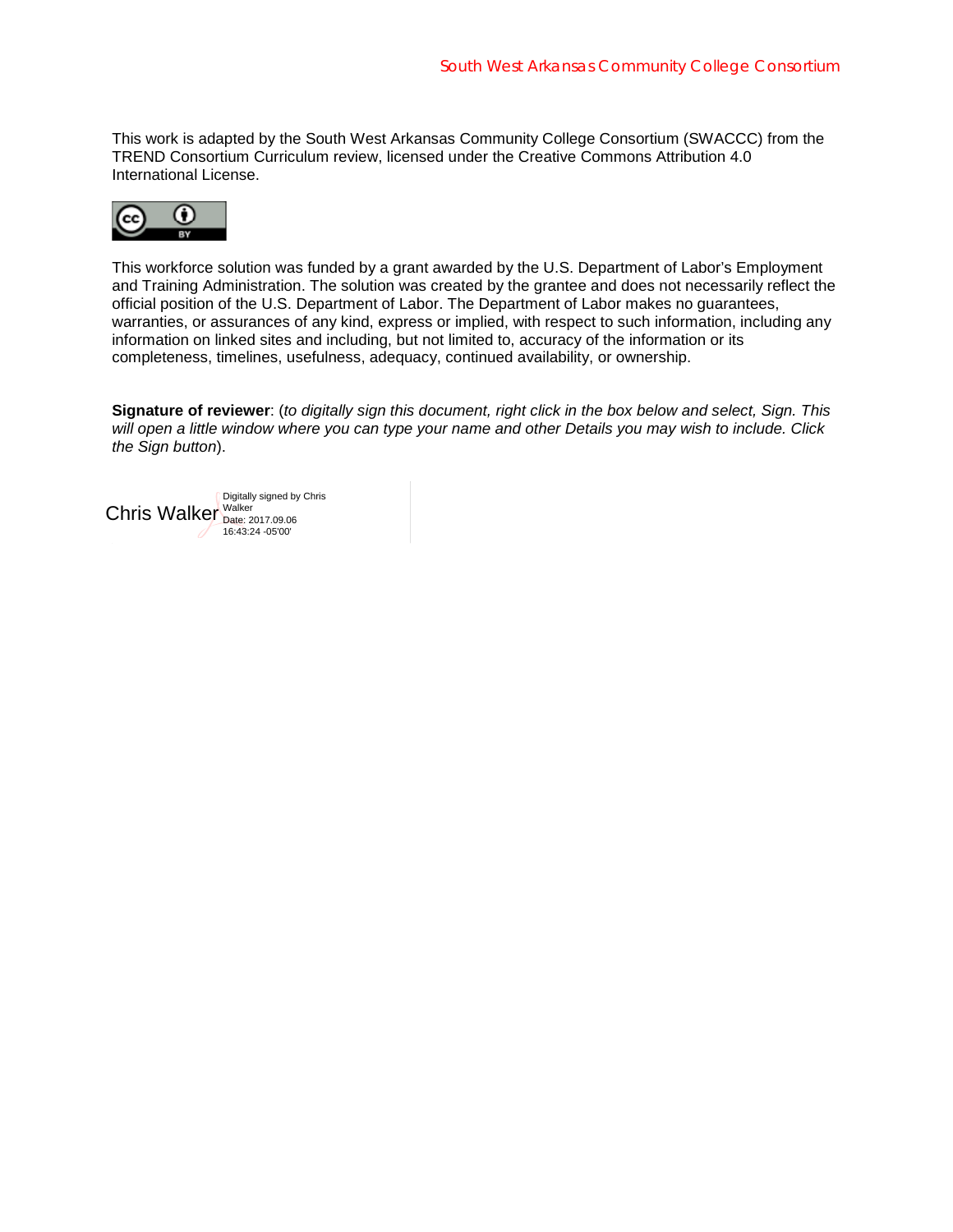This work is adapted by the South West Arkansas Community College Consortium (SWACCC) from the TREND Consortium Curriculum review, licensed under the Creative Commons Attribution 4.0 International License.

This workforce solution was funded by a grant awarded by the U.S. Department of Labor's Employment and Training Administration. The solution was created by the grantee and does not necessarily reflect the official position of the U.S. Department of Labor. The Department of Labor makes no guarantees, warranties, or assurances of any kind, express or implied, with respect to such information, including any information on linked sites and including, but not limited to, accuracy of the information or its completeness, timelines, usefulness, adequacy, continued availability, or ownership.

**Signature of reviewer**: (*to digitally sign this document, right click in the box below and select, Sign. This will open a little window where you can type your name and other Details you may wish to include. Click the Sign button*).

Chris Walker

Digitally signed by Chris Walker
Date: 2017.09.06 16:43:24 -05'00'